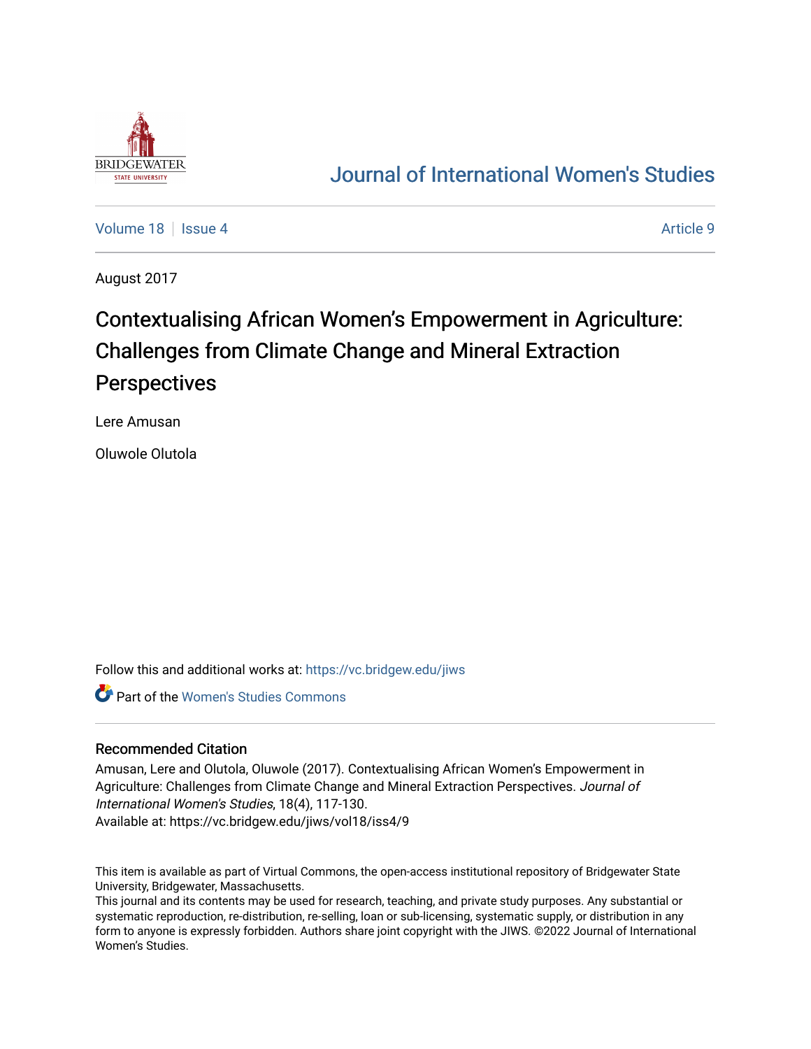# Journal of International Women's Studies

Volume 18 | Issue 4 | Article 9

August 2017

## Contextualising African Women's Empowerment in Agriculture: Challenges from Climate Change and Mineral Extraction Perspectives

Lere Amusan

Oluwole Olutola

Follow this and additional works at: https://vc.bridgew.edu/jiws

Part of the Women's Studies Commons

### Recommended Citation

Amusan, Lere and Olutola, Oluwole (2017). Contextualising African Women's Empowerment in Agriculture: Challenges from Climate Change and Mineral Extraction Perspectives. *Journal of International Women's Studies*, 18(4), 117-130.
Available at: https://vc.bridgew.edu/jiws/vol18/iss4/9

This item is available as part of Virtual Commons, the open-access institutional repository of Bridgewater State University, Bridgewater, Massachusetts.
This journal and its contents may be used for research, teaching, and private study purposes. Any substantial or systematic reproduction, re-distribution, re-selling, loan or sub-licensing, systematic supply, or distribution in any form to anyone is expressly forbidden. Authors share joint copyright with the JIWS. ©2022 Journal of International Women's Studies.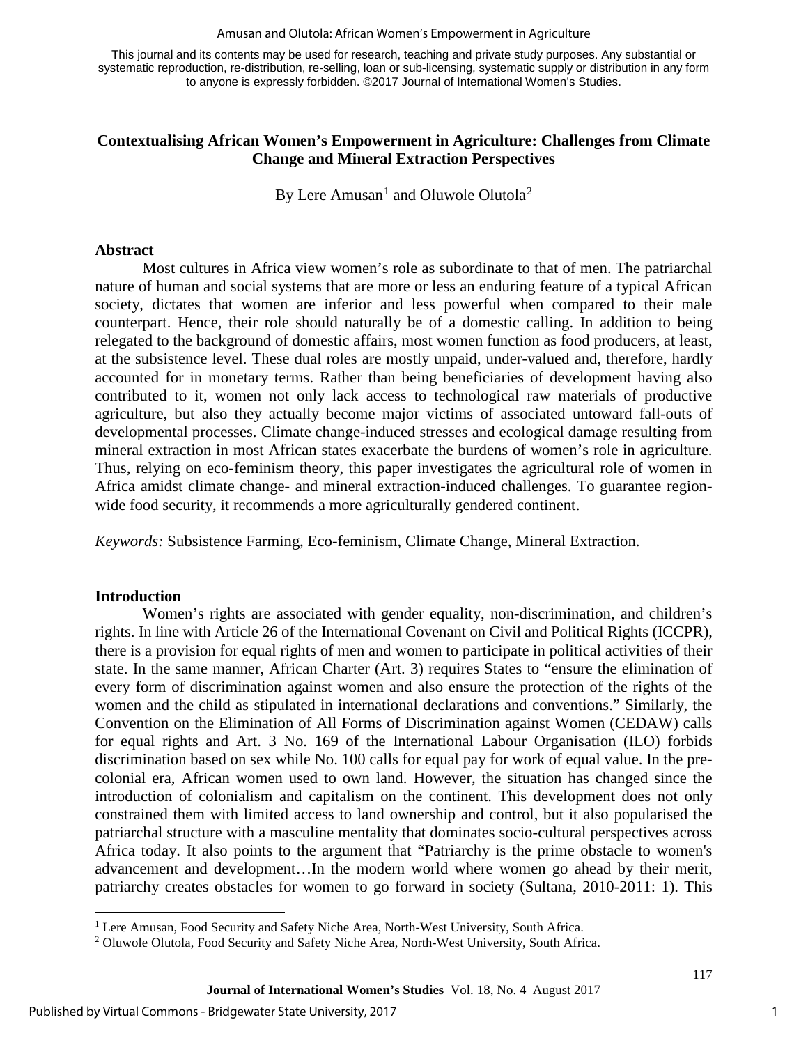This journal and its contents may be used for research, teaching and private study purposes. Any substantial or systematic reproduction, re-distribution, re-selling, loan or sub-licensing, systematic supply or distribution in any form to anyone is expressly forbidden. ©2017 Journal of International Women's Studies.

# Contextualising African Women's Empowerment in Agriculture: Challenges from Climate Change and Mineral Extraction Perspectives

By Lere Amusan[1] and Oluwole Olutola[2]

## Abstract

Most cultures in Africa view women's role as subordinate to that of men. The patriarchal nature of human and social systems that are more or less an enduring feature of a typical African society, dictates that women are inferior and less powerful when compared to their male counterpart. Hence, their role should naturally be of a domestic calling. In addition to being relegated to the background of domestic affairs, most women function as food producers, at least, at the subsistence level. These dual roles are mostly unpaid, under-valued and, therefore, hardly accounted for in monetary terms. Rather than being beneficiaries of development having also contributed to it, women not only lack access to technological raw materials of productive agriculture, but also they actually become major victims of associated untoward fall-outs of developmental processes. Climate change-induced stresses and ecological damage resulting from mineral extraction in most African states exacerbate the burdens of women's role in agriculture. Thus, relying on eco-feminism theory, this paper investigates the agricultural role of women in Africa amidst climate change- and mineral extraction-induced challenges. To guarantee region-wide food security, it recommends a more agriculturally gendered continent.

*Keywords:* Subsistence Farming, Eco-feminism, Climate Change, Mineral Extraction.

## Introduction

Women's rights are associated with gender equality, non-discrimination, and children's rights. In line with Article 26 of the International Covenant on Civil and Political Rights (ICCPR), there is a provision for equal rights of men and women to participate in political activities of their state. In the same manner, African Charter (Art. 3) requires States to "ensure the elimination of every form of discrimination against women and also ensure the protection of the rights of the women and the child as stipulated in international declarations and conventions." Similarly, the Convention on the Elimination of All Forms of Discrimination against Women (CEDAW) calls for equal rights and Art. 3 No. 169 of the International Labour Organisation (ILO) forbids discrimination based on sex while No. 100 calls for equal pay for work of equal value. In the pre-colonial era, African women used to own land. However, the situation has changed since the introduction of colonialism and capitalism on the continent. This development does not only constrained them with limited access to land ownership and control, but it also popularised the patriarchal structure with a masculine mentality that dominates socio-cultural perspectives across Africa today. It also points to the argument that "Patriarchy is the prime obstacle to women's advancement and development…In the modern world where women go ahead by their merit, patriarchy creates obstacles for women to go forward in society (Sultana, 2010-2011: 1). This

---

[1] Lere Amusan, Food Security and Safety Niche Area, North-West University, South Africa.

[2] Oluwole Olutola, Food Security and Safety Niche Area, North-West University, South Africa.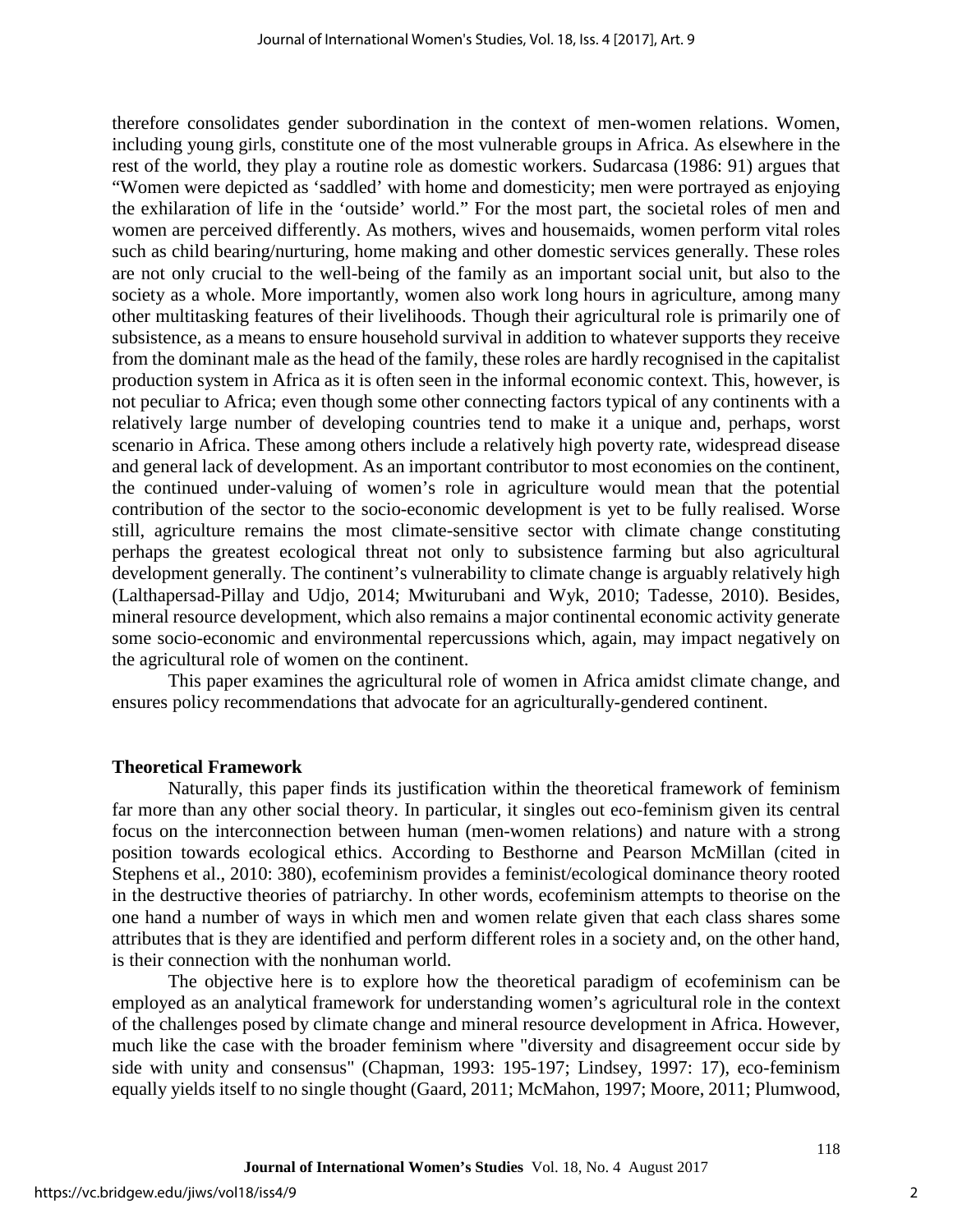therefore consolidates gender subordination in the context of men-women relations. Women, including young girls, constitute one of the most vulnerable groups in Africa. As elsewhere in the rest of the world, they play a routine role as domestic workers. Sudarcasa (1986: 91) argues that "Women were depicted as 'saddled' with home and domesticity; men were portrayed as enjoying the exhilaration of life in the 'outside' world." For the most part, the societal roles of men and women are perceived differently. As mothers, wives and housemaids, women perform vital roles such as child bearing/nurturing, home making and other domestic services generally. These roles are not only crucial to the well-being of the family as an important social unit, but also to the society as a whole. More importantly, women also work long hours in agriculture, among many other multitasking features of their livelihoods. Though their agricultural role is primarily one of subsistence, as a means to ensure household survival in addition to whatever supports they receive from the dominant male as the head of the family, these roles are hardly recognised in the capitalist production system in Africa as it is often seen in the informal economic context. This, however, is not peculiar to Africa; even though some other connecting factors typical of any continents with a relatively large number of developing countries tend to make it a unique and, perhaps, worst scenario in Africa. These among others include a relatively high poverty rate, widespread disease and general lack of development. As an important contributor to most economies on the continent, the continued under-valuing of women's role in agriculture would mean that the potential contribution of the sector to the socio-economic development is yet to be fully realised. Worse still, agriculture remains the most climate-sensitive sector with climate change constituting perhaps the greatest ecological threat not only to subsistence farming but also agricultural development generally. The continent's vulnerability to climate change is arguably relatively high (Lalthapersad-Pillay and Udjo, 2014; Mwiturubani and Wyk, 2010; Tadesse, 2010). Besides, mineral resource development, which also remains a major continental economic activity generate some socio-economic and environmental repercussions which, again, may impact negatively on the agricultural role of women on the continent.

This paper examines the agricultural role of women in Africa amidst climate change, and ensures policy recommendations that advocate for an agriculturally-gendered continent.

## Theoretical Framework

Naturally, this paper finds its justification within the theoretical framework of feminism far more than any other social theory. In particular, it singles out eco-feminism given its central focus on the interconnection between human (men-women relations) and nature with a strong position towards ecological ethics. According to Besthorne and Pearson McMillan (cited in Stephens et al., 2010: 380), ecofeminism provides a feminist/ecological dominance theory rooted in the destructive theories of patriarchy. In other words, ecofeminism attempts to theorise on the one hand a number of ways in which men and women relate given that each class shares some attributes that is they are identified and perform different roles in a society and, on the other hand, is their connection with the nonhuman world.

The objective here is to explore how the theoretical paradigm of ecofeminism can be employed as an analytical framework for understanding women's agricultural role in the context of the challenges posed by climate change and mineral resource development in Africa. However, much like the case with the broader feminism where "diversity and disagreement occur side by side with unity and consensus" (Chapman, 1993: 195-197; Lindsey, 1997: 17), eco-feminism equally yields itself to no single thought (Gaard, 2011; McMahon, 1997; Moore, 2011; Plumwood,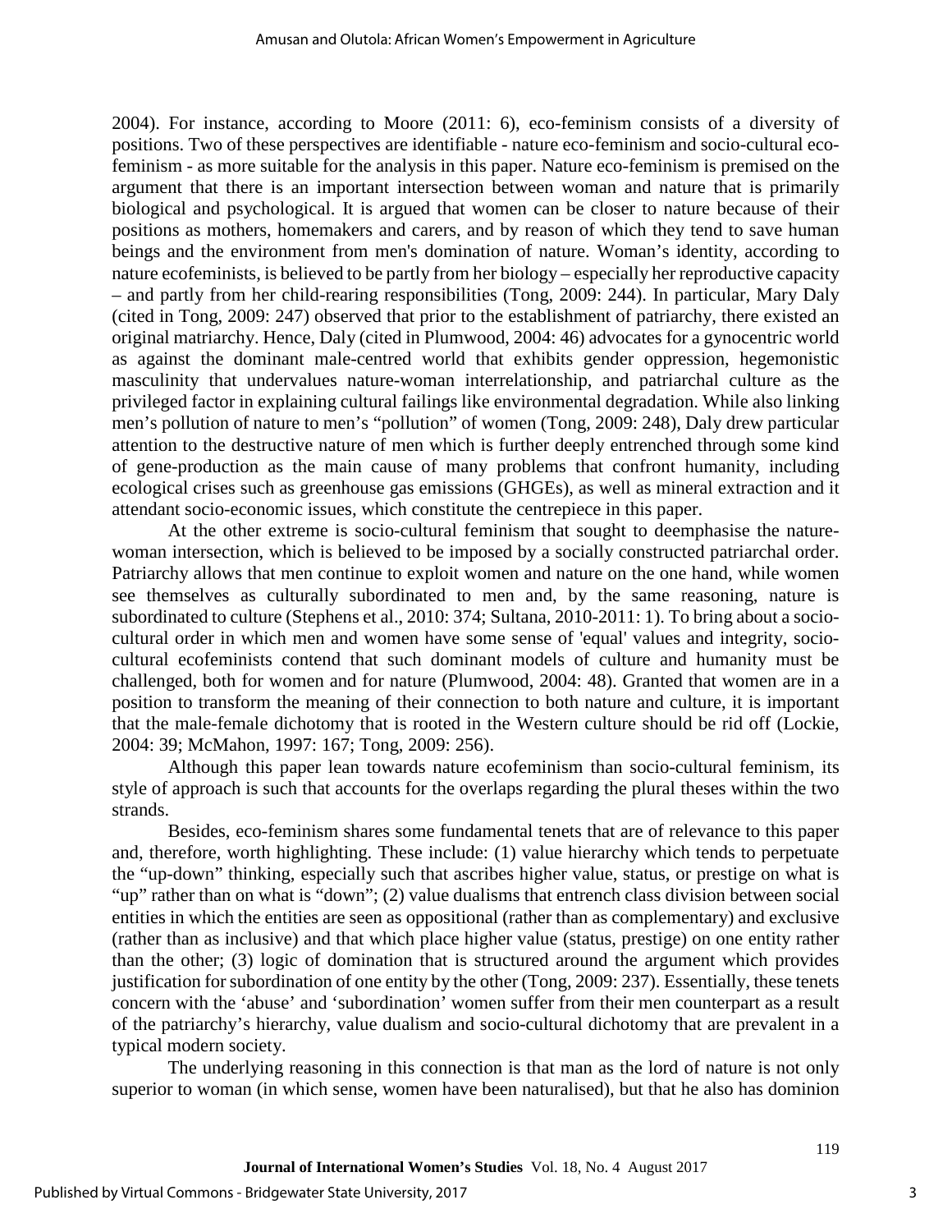2004). For instance, according to Moore (2011: 6), eco-feminism consists of a diversity of positions. Two of these perspectives are identifiable - nature eco-feminism and socio-cultural eco-feminism - as more suitable for the analysis in this paper. Nature eco-feminism is premised on the argument that there is an important intersection between woman and nature that is primarily biological and psychological. It is argued that women can be closer to nature because of their positions as mothers, homemakers and carers, and by reason of which they tend to save human beings and the environment from men's domination of nature. Woman's identity, according to nature ecofeminists, is believed to be partly from her biology – especially her reproductive capacity – and partly from her child-rearing responsibilities (Tong, 2009: 244). In particular, Mary Daly (cited in Tong, 2009: 247) observed that prior to the establishment of patriarchy, there existed an original matriarchy. Hence, Daly (cited in Plumwood, 2004: 46) advocates for a gynocentric world as against the dominant male-centred world that exhibits gender oppression, hegemonistic masculinity that undervalues nature-woman interrelationship, and patriarchal culture as the privileged factor in explaining cultural failings like environmental degradation. While also linking men's pollution of nature to men's "pollution" of women (Tong, 2009: 248), Daly drew particular attention to the destructive nature of men which is further deeply entrenched through some kind of gene-production as the main cause of many problems that confront humanity, including ecological crises such as greenhouse gas emissions (GHGEs), as well as mineral extraction and it attendant socio-economic issues, which constitute the centrepiece in this paper.

At the other extreme is socio-cultural feminism that sought to deemphasise the nature-woman intersection, which is believed to be imposed by a socially constructed patriarchal order. Patriarchy allows that men continue to exploit women and nature on the one hand, while women see themselves as culturally subordinated to men and, by the same reasoning, nature is subordinated to culture (Stephens et al., 2010: 374; Sultana, 2010-2011: 1). To bring about a socio-cultural order in which men and women have some sense of 'equal' values and integrity, socio-cultural ecofeminists contend that such dominant models of culture and humanity must be challenged, both for women and for nature (Plumwood, 2004: 48). Granted that women are in a position to transform the meaning of their connection to both nature and culture, it is important that the male-female dichotomy that is rooted in the Western culture should be rid off (Lockie, 2004: 39; McMahon, 1997: 167; Tong, 2009: 256).

Although this paper lean towards nature ecofeminism than socio-cultural feminism, its style of approach is such that accounts for the overlaps regarding the plural theses within the two strands.

Besides, eco-feminism shares some fundamental tenets that are of relevance to this paper and, therefore, worth highlighting. These include: (1) value hierarchy which tends to perpetuate the "up-down" thinking, especially such that ascribes higher value, status, or prestige on what is "up" rather than on what is "down"; (2) value dualisms that entrench class division between social entities in which the entities are seen as oppositional (rather than as complementary) and exclusive (rather than as inclusive) and that which place higher value (status, prestige) on one entity rather than the other; (3) logic of domination that is structured around the argument which provides justification for subordination of one entity by the other (Tong, 2009: 237). Essentially, these tenets concern with the 'abuse' and 'subordination' women suffer from their men counterpart as a result of the patriarchy's hierarchy, value dualism and socio-cultural dichotomy that are prevalent in a typical modern society.

The underlying reasoning in this connection is that man as the lord of nature is not only superior to woman (in which sense, women have been naturalised), but that he also has dominion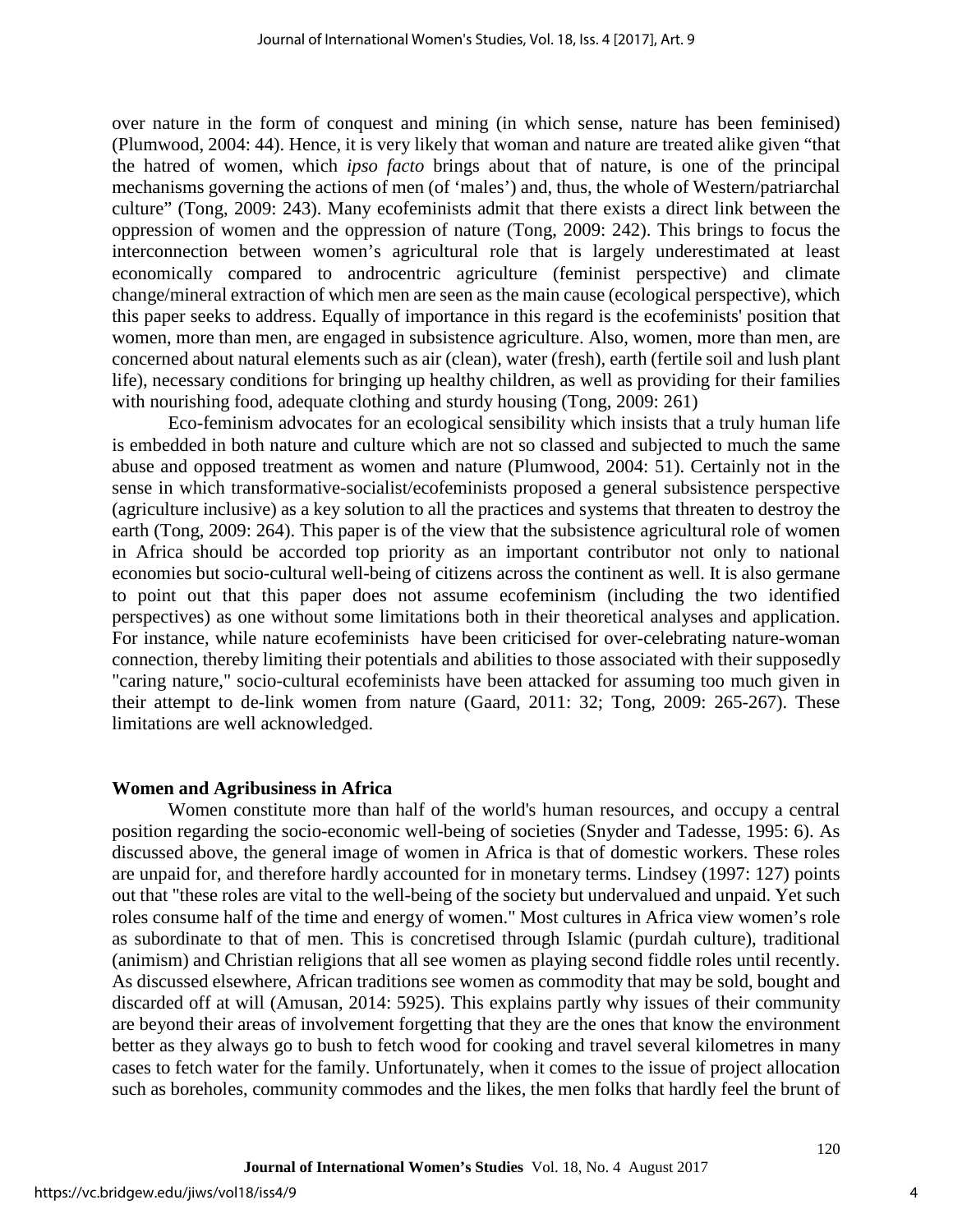over nature in the form of conquest and mining (in which sense, nature has been feminised) (Plumwood, 2004: 44). Hence, it is very likely that woman and nature are treated alike given "that the hatred of women, which *ipso facto* brings about that of nature, is one of the principal mechanisms governing the actions of men (of 'males') and, thus, the whole of Western/patriarchal culture" (Tong, 2009: 243). Many ecofeminists admit that there exists a direct link between the oppression of women and the oppression of nature (Tong, 2009: 242). This brings to focus the interconnection between women's agricultural role that is largely underestimated at least economically compared to androcentric agriculture (feminist perspective) and climate change/mineral extraction of which men are seen as the main cause (ecological perspective), which this paper seeks to address. Equally of importance in this regard is the ecofeminists' position that women, more than men, are engaged in subsistence agriculture. Also, women, more than men, are concerned about natural elements such as air (clean), water (fresh), earth (fertile soil and lush plant life), necessary conditions for bringing up healthy children, as well as providing for their families with nourishing food, adequate clothing and sturdy housing (Tong, 2009: 261)

Eco-feminism advocates for an ecological sensibility which insists that a truly human life is embedded in both nature and culture which are not so classed and subjected to much the same abuse and opposed treatment as women and nature (Plumwood, 2004: 51). Certainly not in the sense in which transformative-socialist/ecofeminists proposed a general subsistence perspective (agriculture inclusive) as a key solution to all the practices and systems that threaten to destroy the earth (Tong, 2009: 264). This paper is of the view that the subsistence agricultural role of women in Africa should be accorded top priority as an important contributor not only to national economies but socio-cultural well-being of citizens across the continent as well. It is also germane to point out that this paper does not assume ecofeminism (including the two identified perspectives) as one without some limitations both in their theoretical analyses and application. For instance, while nature ecofeminists have been criticised for over-celebrating nature-woman connection, thereby limiting their potentials and abilities to those associated with their supposedly "caring nature," socio-cultural ecofeminists have been attacked for assuming too much given in their attempt to de-link women from nature (Gaard, 2011: 32; Tong, 2009: 265-267). These limitations are well acknowledged.

## Women and Agribusiness in Africa

Women constitute more than half of the world's human resources, and occupy a central position regarding the socio-economic well-being of societies (Snyder and Tadesse, 1995: 6). As discussed above, the general image of women in Africa is that of domestic workers. These roles are unpaid for, and therefore hardly accounted for in monetary terms. Lindsey (1997: 127) points out that "these roles are vital to the well-being of the society but undervalued and unpaid. Yet such roles consume half of the time and energy of women." Most cultures in Africa view women's role as subordinate to that of men. This is concretised through Islamic (purdah culture), traditional (animism) and Christian religions that all see women as playing second fiddle roles until recently. As discussed elsewhere, African traditions see women as commodity that may be sold, bought and discarded off at will (Amusan, 2014: 5925). This explains partly why issues of their community are beyond their areas of involvement forgetting that they are the ones that know the environment better as they always go to bush to fetch wood for cooking and travel several kilometres in many cases to fetch water for the family. Unfortunately, when it comes to the issue of project allocation such as boreholes, community commodes and the likes, the men folks that hardly feel the brunt of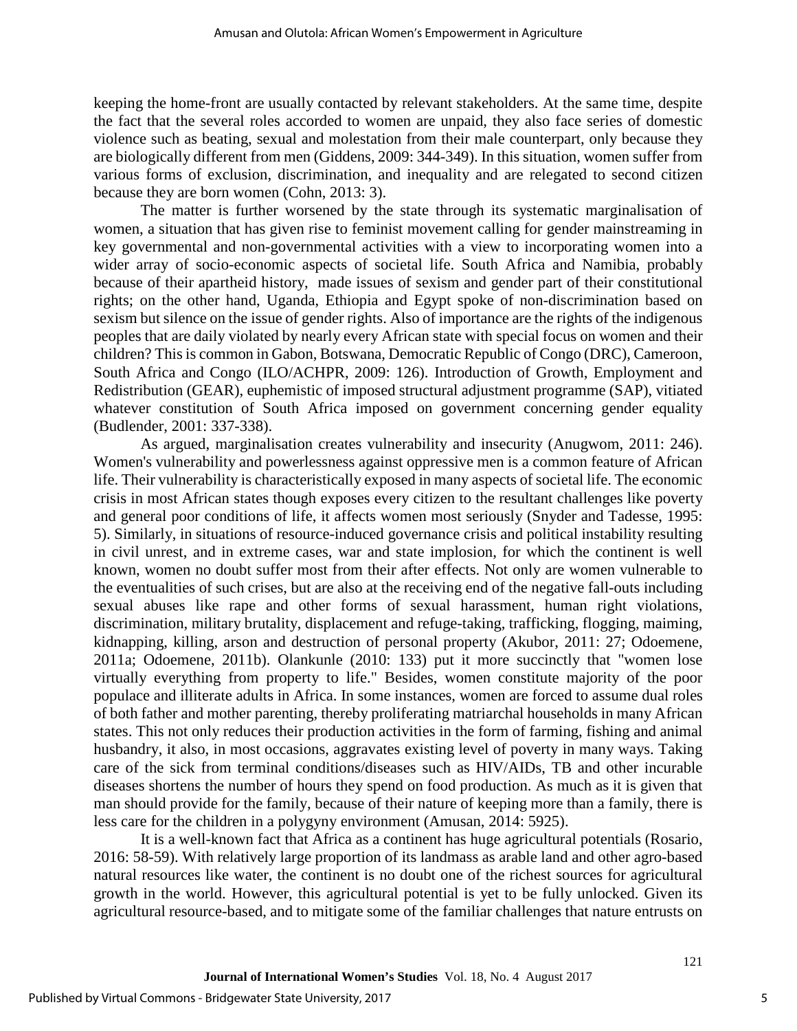keeping the home-front are usually contacted by relevant stakeholders. At the same time, despite the fact that the several roles accorded to women are unpaid, they also face series of domestic violence such as beating, sexual and molestation from their male counterpart, only because they are biologically different from men (Giddens, 2009: 344-349). In this situation, women suffer from various forms of exclusion, discrimination, and inequality and are relegated to second citizen because they are born women (Cohn, 2013: 3).

The matter is further worsened by the state through its systematic marginalisation of women, a situation that has given rise to feminist movement calling for gender mainstreaming in key governmental and non-governmental activities with a view to incorporating women into a wider array of socio-economic aspects of societal life. South Africa and Namibia, probably because of their apartheid history, made issues of sexism and gender part of their constitutional rights; on the other hand, Uganda, Ethiopia and Egypt spoke of non-discrimination based on sexism but silence on the issue of gender rights. Also of importance are the rights of the indigenous peoples that are daily violated by nearly every African state with special focus on women and their children? This is common in Gabon, Botswana, Democratic Republic of Congo (DRC), Cameroon, South Africa and Congo (ILO/ACHPR, 2009: 126). Introduction of Growth, Employment and Redistribution (GEAR), euphemistic of imposed structural adjustment programme (SAP), vitiated whatever constitution of South Africa imposed on government concerning gender equality (Budlender, 2001: 337-338).

As argued, marginalisation creates vulnerability and insecurity (Anugwom, 2011: 246). Women's vulnerability and powerlessness against oppressive men is a common feature of African life. Their vulnerability is characteristically exposed in many aspects of societal life. The economic crisis in most African states though exposes every citizen to the resultant challenges like poverty and general poor conditions of life, it affects women most seriously (Snyder and Tadesse, 1995: 5). Similarly, in situations of resource-induced governance crisis and political instability resulting in civil unrest, and in extreme cases, war and state implosion, for which the continent is well known, women no doubt suffer most from their after effects. Not only are women vulnerable to the eventualities of such crises, but are also at the receiving end of the negative fall-outs including sexual abuses like rape and other forms of sexual harassment, human right violations, discrimination, military brutality, displacement and refuge-taking, trafficking, flogging, maiming, kidnapping, killing, arson and destruction of personal property (Akubor, 2011: 27; Odoemene, 2011a; Odoemene, 2011b). Olankunle (2010: 133) put it more succinctly that "women lose virtually everything from property to life." Besides, women constitute majority of the poor populace and illiterate adults in Africa. In some instances, women are forced to assume dual roles of both father and mother parenting, thereby proliferating matriarchal households in many African states. This not only reduces their production activities in the form of farming, fishing and animal husbandry, it also, in most occasions, aggravates existing level of poverty in many ways. Taking care of the sick from terminal conditions/diseases such as HIV/AIDs, TB and other incurable diseases shortens the number of hours they spend on food production. As much as it is given that man should provide for the family, because of their nature of keeping more than a family, there is less care for the children in a polygyny environment (Amusan, 2014: 5925).

It is a well-known fact that Africa as a continent has huge agricultural potentials (Rosario, 2016: 58-59). With relatively large proportion of its landmass as arable land and other agro-based natural resources like water, the continent is no doubt one of the richest sources for agricultural growth in the world. However, this agricultural potential is yet to be fully unlocked. Given its agricultural resource-based, and to mitigate some of the familiar challenges that nature entrusts on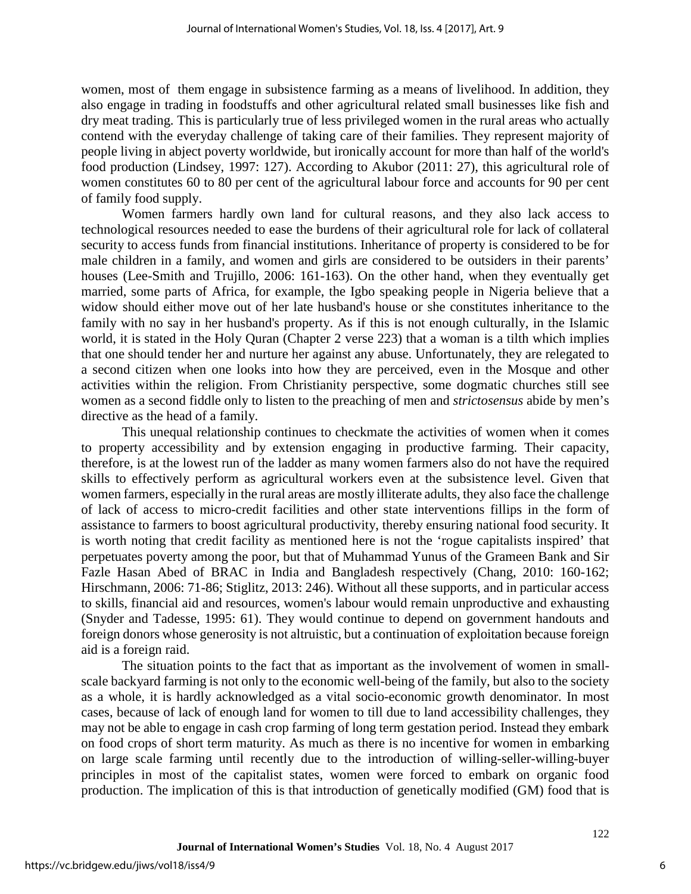women, most of them engage in subsistence farming as a means of livelihood. In addition, they also engage in trading in foodstuffs and other agricultural related small businesses like fish and dry meat trading. This is particularly true of less privileged women in the rural areas who actually contend with the everyday challenge of taking care of their families. They represent majority of people living in abject poverty worldwide, but ironically account for more than half of the world's food production (Lindsey, 1997: 127). According to Akubor (2011: 27), this agricultural role of women constitutes 60 to 80 per cent of the agricultural labour force and accounts for 90 per cent of family food supply.

Women farmers hardly own land for cultural reasons, and they also lack access to technological resources needed to ease the burdens of their agricultural role for lack of collateral security to access funds from financial institutions. Inheritance of property is considered to be for male children in a family, and women and girls are considered to be outsiders in their parents' houses (Lee-Smith and Trujillo, 2006: 161-163). On the other hand, when they eventually get married, some parts of Africa, for example, the Igbo speaking people in Nigeria believe that a widow should either move out of her late husband's house or she constitutes inheritance to the family with no say in her husband's property. As if this is not enough culturally, in the Islamic world, it is stated in the Holy Quran (Chapter 2 verse 223) that a woman is a tilth which implies that one should tender her and nurture her against any abuse. Unfortunately, they are relegated to a second citizen when one looks into how they are perceived, even in the Mosque and other activities within the religion. From Christianity perspective, some dogmatic churches still see women as a second fiddle only to listen to the preaching of men and *strictosensus* abide by men's directive as the head of a family.

This unequal relationship continues to checkmate the activities of women when it comes to property accessibility and by extension engaging in productive farming. Their capacity, therefore, is at the lowest run of the ladder as many women farmers also do not have the required skills to effectively perform as agricultural workers even at the subsistence level. Given that women farmers, especially in the rural areas are mostly illiterate adults, they also face the challenge of lack of access to micro-credit facilities and other state interventions fillips in the form of assistance to farmers to boost agricultural productivity, thereby ensuring national food security. It is worth noting that credit facility as mentioned here is not the 'rogue capitalists inspired' that perpetuates poverty among the poor, but that of Muhammad Yunus of the Grameen Bank and Sir Fazle Hasan Abed of BRAC in India and Bangladesh respectively (Chang, 2010: 160-162; Hirschmann, 2006: 71-86; Stiglitz, 2013: 246). Without all these supports, and in particular access to skills, financial aid and resources, women's labour would remain unproductive and exhausting (Snyder and Tadesse, 1995: 61). They would continue to depend on government handouts and foreign donors whose generosity is not altruistic, but a continuation of exploitation because foreign aid is a foreign raid.

The situation points to the fact that as important as the involvement of women in small-scale backyard farming is not only to the economic well-being of the family, but also to the society as a whole, it is hardly acknowledged as a vital socio-economic growth denominator. In most cases, because of lack of enough land for women to till due to land accessibility challenges, they may not be able to engage in cash crop farming of long term gestation period. Instead they embark on food crops of short term maturity. As much as there is no incentive for women in embarking on large scale farming until recently due to the introduction of willing-seller-willing-buyer principles in most of the capitalist states, women were forced to embark on organic food production. The implication of this is that introduction of genetically modified (GM) food that is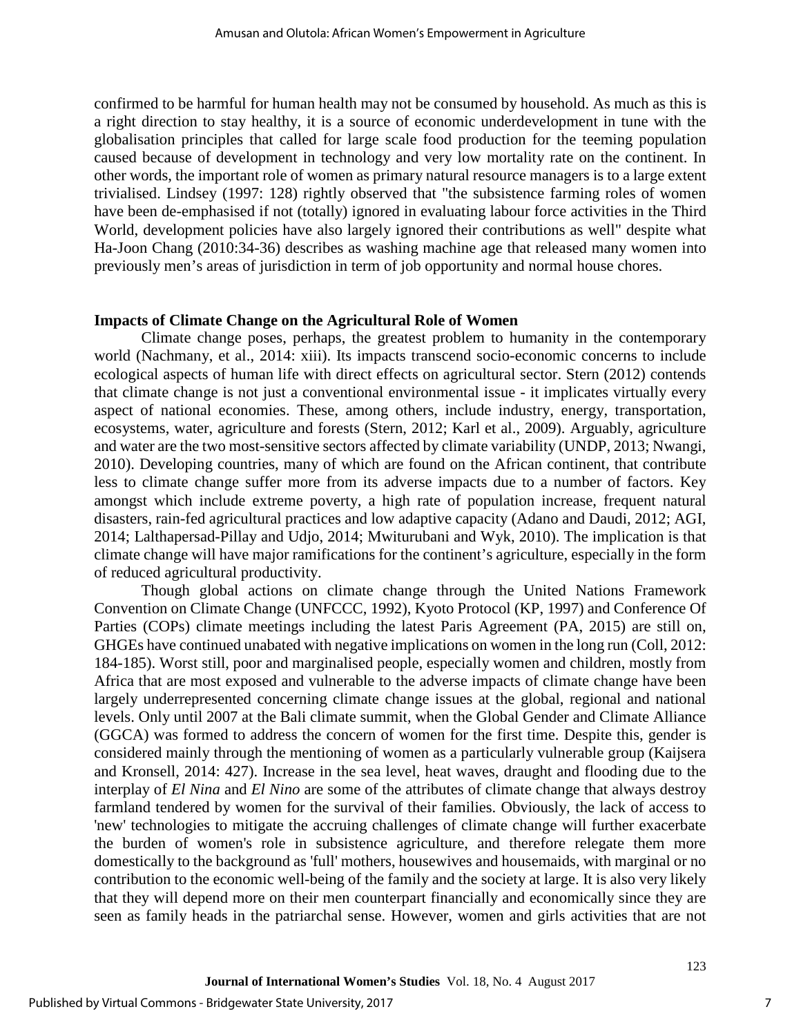confirmed to be harmful for human health may not be consumed by household. As much as this is a right direction to stay healthy, it is a source of economic underdevelopment in tune with the globalisation principles that called for large scale food production for the teeming population caused because of development in technology and very low mortality rate on the continent. In other words, the important role of women as primary natural resource managers is to a large extent trivialised. Lindsey (1997: 128) rightly observed that "the subsistence farming roles of women have been de-emphasised if not (totally) ignored in evaluating labour force activities in the Third World, development policies have also largely ignored their contributions as well" despite what Ha-Joon Chang (2010:34-36) describes as washing machine age that released many women into previously men's areas of jurisdiction in term of job opportunity and normal house chores.

### Impacts of Climate Change on the Agricultural Role of Women

Climate change poses, perhaps, the greatest problem to humanity in the contemporary world (Nachmany, et al., 2014: xiii). Its impacts transcend socio-economic concerns to include ecological aspects of human life with direct effects on agricultural sector. Stern (2012) contends that climate change is not just a conventional environmental issue - it implicates virtually every aspect of national economies. These, among others, include industry, energy, transportation, ecosystems, water, agriculture and forests (Stern, 2012; Karl et al., 2009). Arguably, agriculture and water are the two most-sensitive sectors affected by climate variability (UNDP, 2013; Nwangi, 2010). Developing countries, many of which are found on the African continent, that contribute less to climate change suffer more from its adverse impacts due to a number of factors. Key amongst which include extreme poverty, a high rate of population increase, frequent natural disasters, rain-fed agricultural practices and low adaptive capacity (Adano and Daudi, 2012; AGI, 2014; Lalthapersad-Pillay and Udjo, 2014; Mwiturubani and Wyk, 2010). The implication is that climate change will have major ramifications for the continent's agriculture, especially in the form of reduced agricultural productivity.

Though global actions on climate change through the United Nations Framework Convention on Climate Change (UNFCCC, 1992), Kyoto Protocol (KP, 1997) and Conference Of Parties (COPs) climate meetings including the latest Paris Agreement (PA, 2015) are still on, GHGEs have continued unabated with negative implications on women in the long run (Coll, 2012: 184-185). Worst still, poor and marginalised people, especially women and children, mostly from Africa that are most exposed and vulnerable to the adverse impacts of climate change have been largely underrepresented concerning climate change issues at the global, regional and national levels. Only until 2007 at the Bali climate summit, when the Global Gender and Climate Alliance (GGCA) was formed to address the concern of women for the first time. Despite this, gender is considered mainly through the mentioning of women as a particularly vulnerable group (Kaijsera and Kronsell, 2014: 427). Increase in the sea level, heat waves, draught and flooding due to the interplay of *El Nina* and *El Nino* are some of the attributes of climate change that always destroy farmland tendered by women for the survival of their families. Obviously, the lack of access to 'new' technologies to mitigate the accruing challenges of climate change will further exacerbate the burden of women's role in subsistence agriculture, and therefore relegate them more domestically to the background as 'full' mothers, housewives and housemaids, with marginal or no contribution to the economic well-being of the family and the society at large. It is also very likely that they will depend more on their men counterpart financially and economically since they are seen as family heads in the patriarchal sense. However, women and girls activities that are not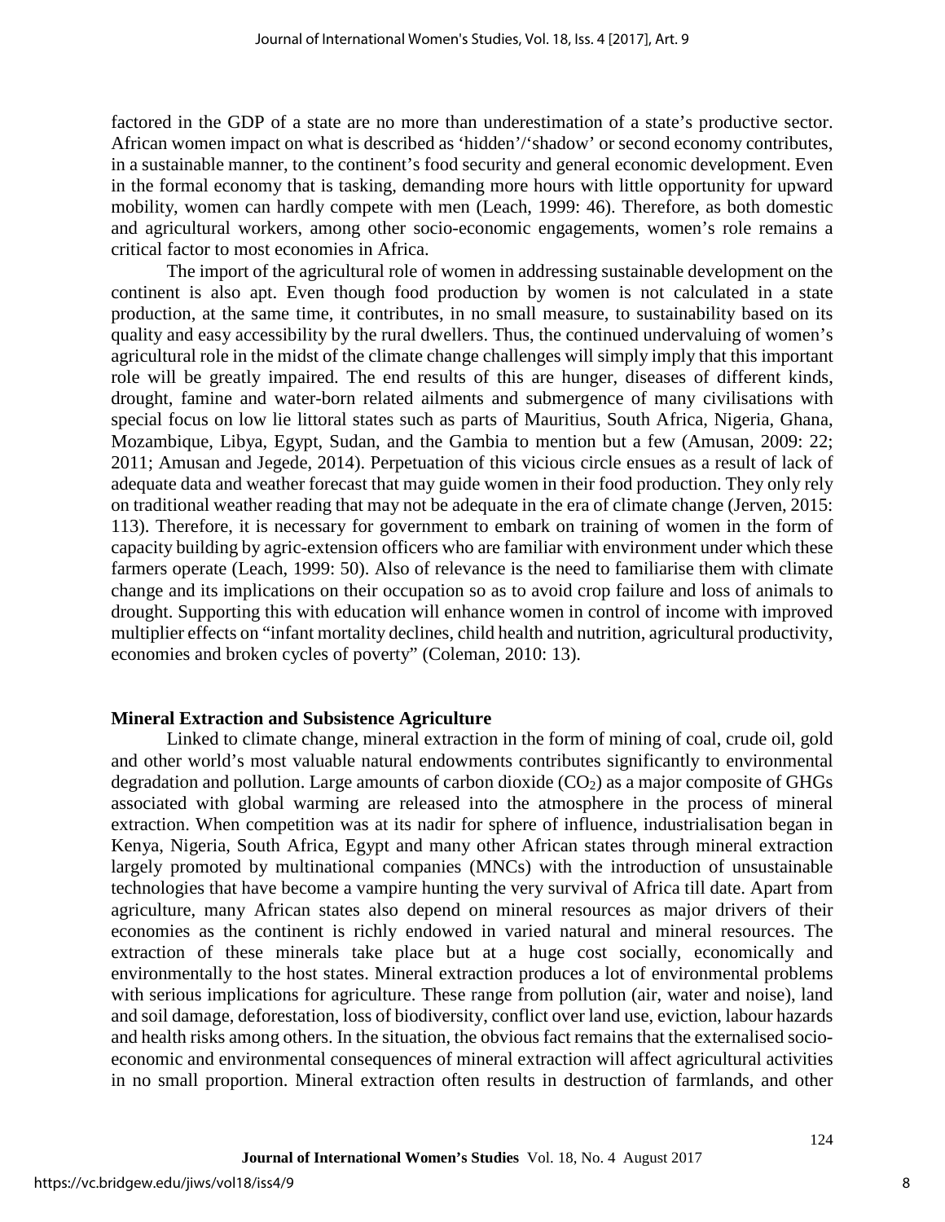factored in the GDP of a state are no more than underestimation of a state's productive sector. African women impact on what is described as 'hidden'/'shadow' or second economy contributes, in a sustainable manner, to the continent's food security and general economic development. Even in the formal economy that is tasking, demanding more hours with little opportunity for upward mobility, women can hardly compete with men (Leach, 1999: 46). Therefore, as both domestic and agricultural workers, among other socio-economic engagements, women's role remains a critical factor to most economies in Africa.

The import of the agricultural role of women in addressing sustainable development on the continent is also apt. Even though food production by women is not calculated in a state production, at the same time, it contributes, in no small measure, to sustainability based on its quality and easy accessibility by the rural dwellers. Thus, the continued undervaluing of women's agricultural role in the midst of the climate change challenges will simply imply that this important role will be greatly impaired. The end results of this are hunger, diseases of different kinds, drought, famine and water-born related ailments and submergence of many civilisations with special focus on low lie littoral states such as parts of Mauritius, South Africa, Nigeria, Ghana, Mozambique, Libya, Egypt, Sudan, and the Gambia to mention but a few (Amusan, 2009: 22; 2011; Amusan and Jegede, 2014). Perpetuation of this vicious circle ensues as a result of lack of adequate data and weather forecast that may guide women in their food production. They only rely on traditional weather reading that may not be adequate in the era of climate change (Jerven, 2015: 113). Therefore, it is necessary for government to embark on training of women in the form of capacity building by agric-extension officers who are familiar with environment under which these farmers operate (Leach, 1999: 50). Also of relevance is the need to familiarise them with climate change and its implications on their occupation so as to avoid crop failure and loss of animals to drought. Supporting this with education will enhance women in control of income with improved multiplier effects on "infant mortality declines, child health and nutrition, agricultural productivity, economies and broken cycles of poverty" (Coleman, 2010: 13).

### Mineral Extraction and Subsistence Agriculture

Linked to climate change, mineral extraction in the form of mining of coal, crude oil, gold and other world's most valuable natural endowments contributes significantly to environmental degradation and pollution. Large amounts of carbon dioxide ($CO_2$) as a major composite of GHGs associated with global warming are released into the atmosphere in the process of mineral extraction. When competition was at its nadir for sphere of influence, industrialisation began in Kenya, Nigeria, South Africa, Egypt and many other African states through mineral extraction largely promoted by multinational companies (MNCs) with the introduction of unsustainable technologies that have become a vampire hunting the very survival of Africa till date. Apart from agriculture, many African states also depend on mineral resources as major drivers of their economies as the continent is richly endowed in varied natural and mineral resources. The extraction of these minerals take place but at a huge cost socially, economically and environmentally to the host states. Mineral extraction produces a lot of environmental problems with serious implications for agriculture. These range from pollution (air, water and noise), land and soil damage, deforestation, loss of biodiversity, conflict over land use, eviction, labour hazards and health risks among others. In the situation, the obvious fact remains that the externalised socio-economic and environmental consequences of mineral extraction will affect agricultural activities in no small proportion. Mineral extraction often results in destruction of farmlands, and other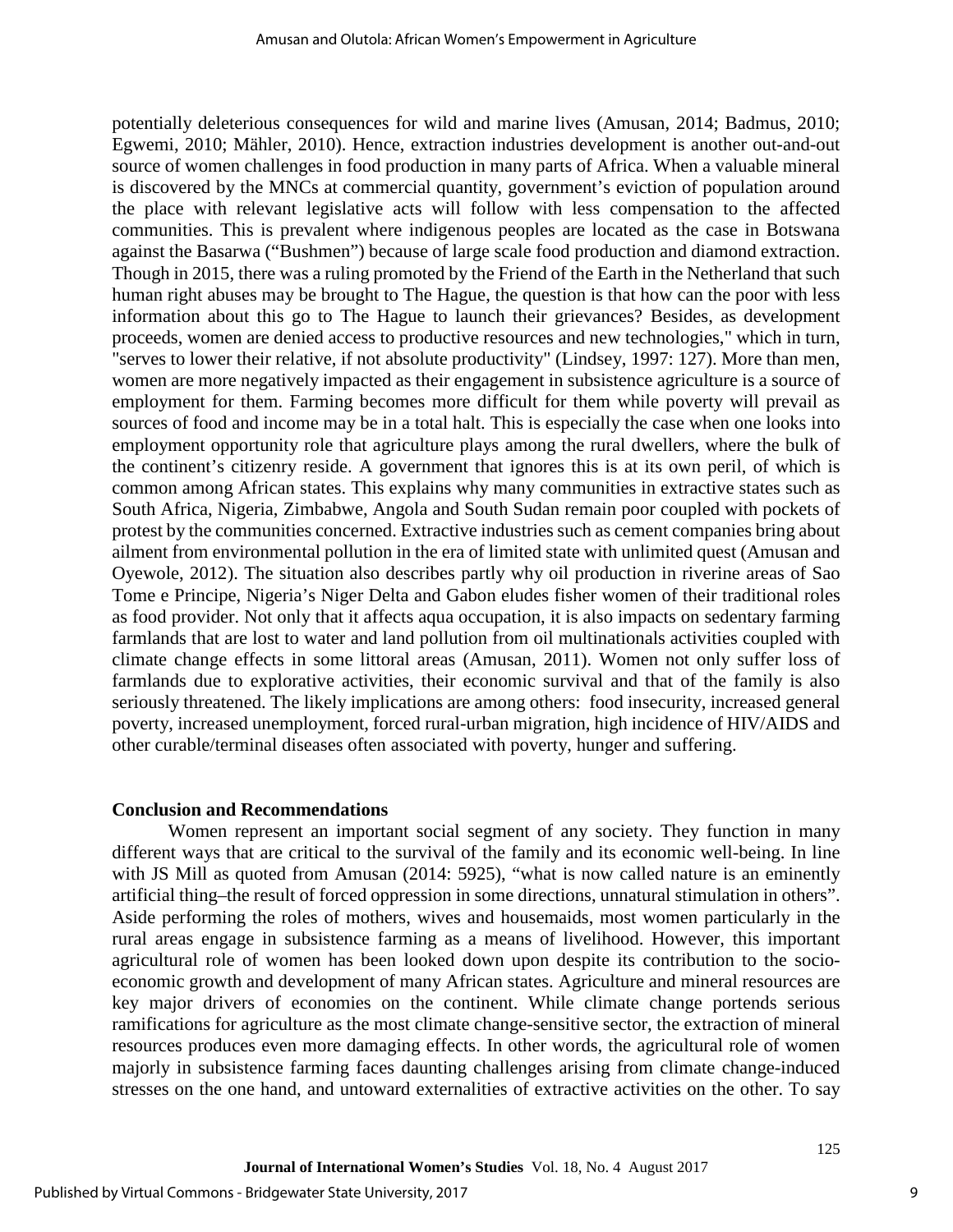potentially deleterious consequences for wild and marine lives (Amusan, 2014; Badmus, 2010; Egwemi, 2010; Mähler, 2010). Hence, extraction industries development is another out-and-out source of women challenges in food production in many parts of Africa. When a valuable mineral is discovered by the MNCs at commercial quantity, government's eviction of population around the place with relevant legislative acts will follow with less compensation to the affected communities. This is prevalent where indigenous peoples are located as the case in Botswana against the Basarwa ("Bushmen") because of large scale food production and diamond extraction. Though in 2015, there was a ruling promoted by the Friend of the Earth in the Netherland that such human right abuses may be brought to The Hague, the question is that how can the poor with less information about this go to The Hague to launch their grievances? Besides, as development proceeds, women are denied access to productive resources and new technologies," which in turn, "serves to lower their relative, if not absolute productivity" (Lindsey, 1997: 127). More than men, women are more negatively impacted as their engagement in subsistence agriculture is a source of employment for them. Farming becomes more difficult for them while poverty will prevail as sources of food and income may be in a total halt. This is especially the case when one looks into employment opportunity role that agriculture plays among the rural dwellers, where the bulk of the continent's citizenry reside. A government that ignores this is at its own peril, of which is common among African states. This explains why many communities in extractive states such as South Africa, Nigeria, Zimbabwe, Angola and South Sudan remain poor coupled with pockets of protest by the communities concerned. Extractive industries such as cement companies bring about ailment from environmental pollution in the era of limited state with unlimited quest (Amusan and Oyewole, 2012). The situation also describes partly why oil production in riverine areas of Sao Tome e Principe, Nigeria's Niger Delta and Gabon eludes fisher women of their traditional roles as food provider. Not only that it affects aqua occupation, it is also impacts on sedentary farming farmlands that are lost to water and land pollution from oil multinationals activities coupled with climate change effects in some littoral areas (Amusan, 2011). Women not only suffer loss of farmlands due to explorative activities, their economic survival and that of the family is also seriously threatened. The likely implications are among others: food insecurity, increased general poverty, increased unemployment, forced rural-urban migration, high incidence of HIV/AIDS and other curable/terminal diseases often associated with poverty, hunger and suffering.

## Conclusion and Recommendations

Women represent an important social segment of any society. They function in many different ways that are critical to the survival of the family and its economic well-being. In line with JS Mill as quoted from Amusan (2014: 5925), "what is now called nature is an eminently artificial thing–the result of forced oppression in some directions, unnatural stimulation in others". Aside performing the roles of mothers, wives and housemaids, most women particularly in the rural areas engage in subsistence farming as a means of livelihood. However, this important agricultural role of women has been looked down upon despite its contribution to the socio-economic growth and development of many African states. Agriculture and mineral resources are key major drivers of economies on the continent. While climate change portends serious ramifications for agriculture as the most climate change-sensitive sector, the extraction of mineral resources produces even more damaging effects. In other words, the agricultural role of women majorly in subsistence farming faces daunting challenges arising from climate change-induced stresses on the one hand, and untoward externalities of extractive activities on the other. To say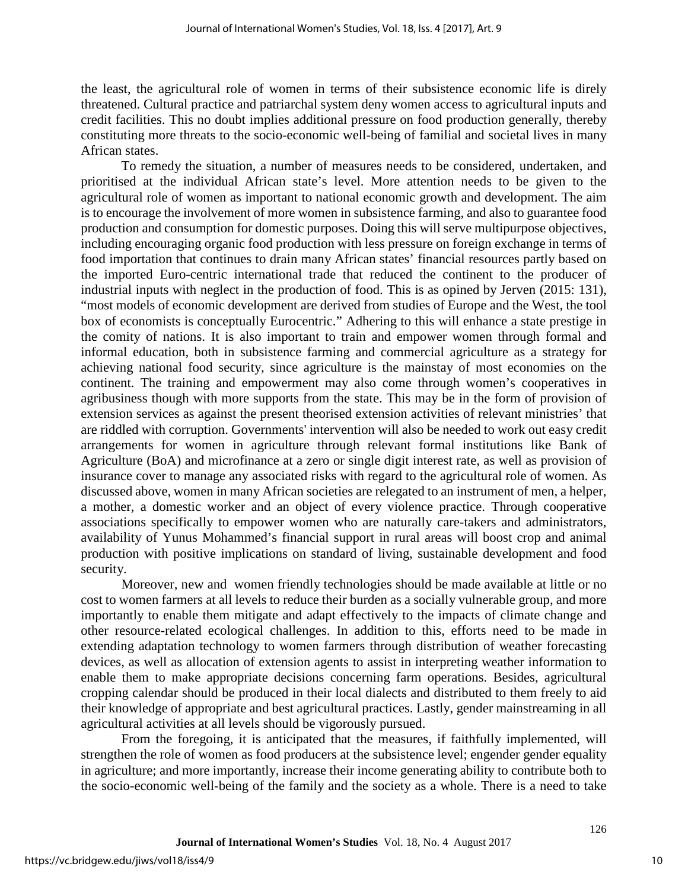the least, the agricultural role of women in terms of their subsistence economic life is direly threatened. Cultural practice and patriarchal system deny women access to agricultural inputs and credit facilities. This no doubt implies additional pressure on food production generally, thereby constituting more threats to the socio-economic well-being of familial and societal lives in many African states.

To remedy the situation, a number of measures needs to be considered, undertaken, and prioritised at the individual African state's level. More attention needs to be given to the agricultural role of women as important to national economic growth and development. The aim is to encourage the involvement of more women in subsistence farming, and also to guarantee food production and consumption for domestic purposes. Doing this will serve multipurpose objectives, including encouraging organic food production with less pressure on foreign exchange in terms of food importation that continues to drain many African states' financial resources partly based on the imported Euro-centric international trade that reduced the continent to the producer of industrial inputs with neglect in the production of food. This is as opined by Jerven (2015: 131), "most models of economic development are derived from studies of Europe and the West, the tool box of economists is conceptually Eurocentric." Adhering to this will enhance a state prestige in the comity of nations. It is also important to train and empower women through formal and informal education, both in subsistence farming and commercial agriculture as a strategy for achieving national food security, since agriculture is the mainstay of most economies on the continent. The training and empowerment may also come through women's cooperatives in agribusiness though with more supports from the state. This may be in the form of provision of extension services as against the present theorised extension activities of relevant ministries' that are riddled with corruption. Governments' intervention will also be needed to work out easy credit arrangements for women in agriculture through relevant formal institutions like Bank of Agriculture (BoA) and microfinance at a zero or single digit interest rate, as well as provision of insurance cover to manage any associated risks with regard to the agricultural role of women. As discussed above, women in many African societies are relegated to an instrument of men, a helper, a mother, a domestic worker and an object of every violence practice. Through cooperative associations specifically to empower women who are naturally care-takers and administrators, availability of Yunus Mohammed's financial support in rural areas will boost crop and animal production with positive implications on standard of living, sustainable development and food security.

Moreover, new and women friendly technologies should be made available at little or no cost to women farmers at all levels to reduce their burden as a socially vulnerable group, and more importantly to enable them mitigate and adapt effectively to the impacts of climate change and other resource-related ecological challenges. In addition to this, efforts need to be made in extending adaptation technology to women farmers through distribution of weather forecasting devices, as well as allocation of extension agents to assist in interpreting weather information to enable them to make appropriate decisions concerning farm operations. Besides, agricultural cropping calendar should be produced in their local dialects and distributed to them freely to aid their knowledge of appropriate and best agricultural practices. Lastly, gender mainstreaming in all agricultural activities at all levels should be vigorously pursued.

From the foregoing, it is anticipated that the measures, if faithfully implemented, will strengthen the role of women as food producers at the subsistence level; engender gender equality in agriculture; and more importantly, increase their income generating ability to contribute both to the socio-economic well-being of the family and the society as a whole. There is a need to take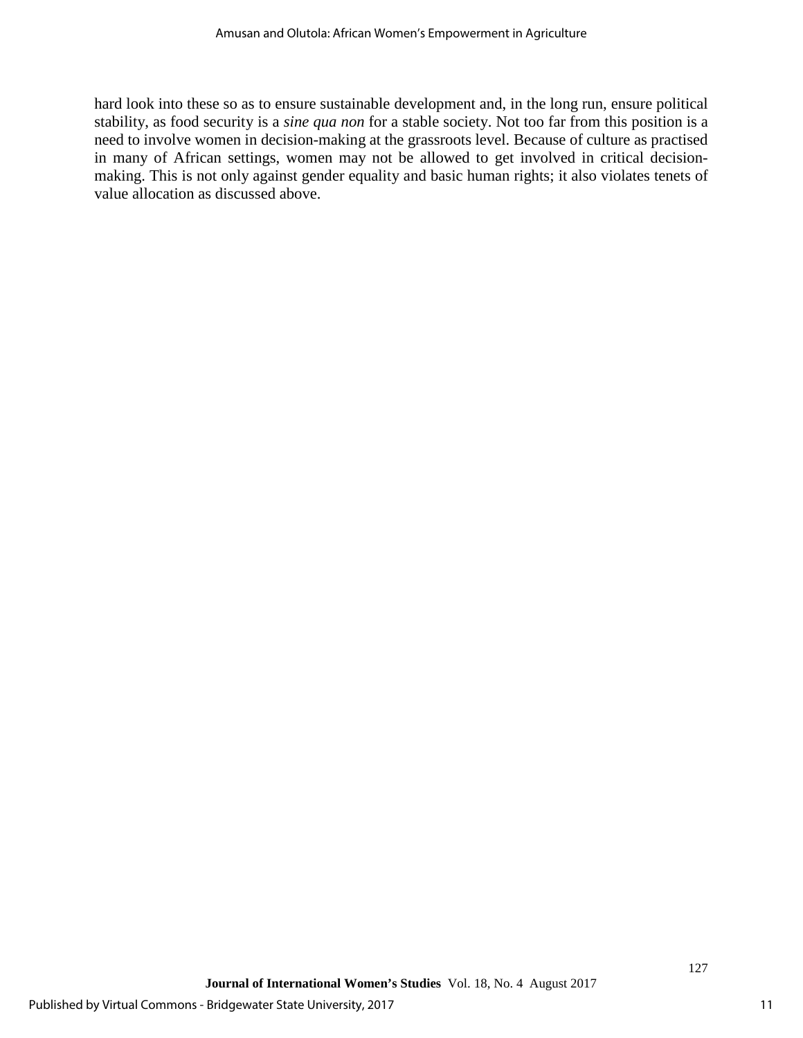hard look into these so as to ensure sustainable development and, in the long run, ensure political stability, as food security is a *sine qua non* for a stable society. Not too far from this position is a need to involve women in decision-making at the grassroots level. Because of culture as practised in many of African settings, women may not be allowed to get involved in critical decision-making. This is not only against gender equality and basic human rights; it also violates tenets of value allocation as discussed above.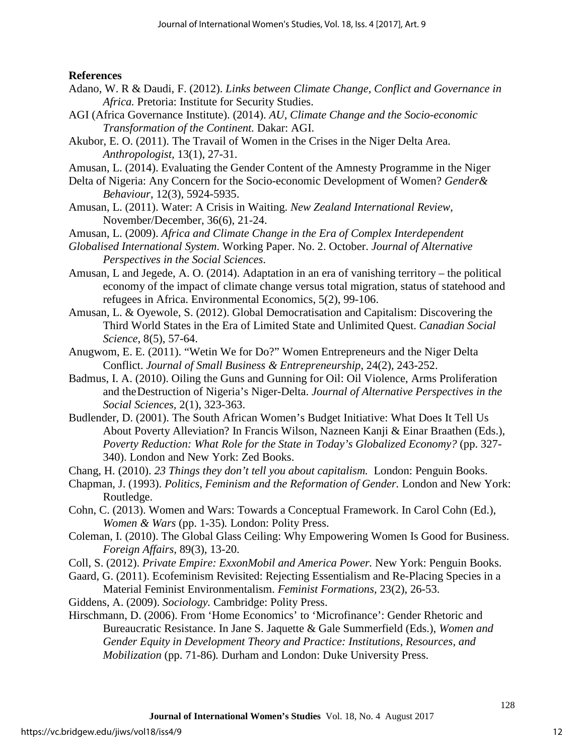**References**

Adano, W. R & Daudi, F. (2012). *Links between Climate Change, Conflict and Governance in Africa.* Pretoria: Institute for Security Studies.

AGI (Africa Governance Institute). (2014). *AU, Climate Change and the Socio-economic Transformation of the Continent.* Dakar: AGI.

Akubor, E. O. (2011). The Travail of Women in the Crises in the Niger Delta Area. *Anthropologist*, 13(1), 27-31.

Amusan, L. (2014). Evaluating the Gender Content of the Amnesty Programme in the Niger Delta of Nigeria: Any Concern for the Socio-economic Development of Women? *Gender& Behaviour*, 12(3), 5924-5935.

Amusan, L. (2011). Water: A Crisis in Waiting. *New Zealand International Review*, November/December, 36(6), 21-24.

Amusan, L. (2009). *Africa and Climate Change in the Era of Complex Interdependent Globalised International System*. Working Paper. No. 2. October. *Journal of Alternative Perspectives in the Social Sciences*.

Amusan, L and Jegede, A. O. (2014). Adaptation in an era of vanishing territory – the political economy of the impact of climate change versus total migration, status of statehood and refugees in Africa. Environmental Economics, 5(2), 99-106.

Amusan, L. & Oyewole, S. (2012). Global Democratisation and Capitalism: Discovering the Third World States in the Era of Limited State and Unlimited Quest. *Canadian Social Science*, 8(5), 57-64.

Anugwom, E. E. (2011). "Wetin We for Do?" Women Entrepreneurs and the Niger Delta Conflict. *Journal of Small Business & Entrepreneurship*, 24(2), 243-252.

Badmus, I. A. (2010). Oiling the Guns and Gunning for Oil: Oil Violence, Arms Proliferation and the Destruction of Nigeria's Niger-Delta. *Journal of Alternative Perspectives in the Social Sciences*, 2(1), 323-363.

Budlender, D. (2001). The South African Women's Budget Initiative: What Does It Tell Us About Poverty Alleviation? In Francis Wilson, Nazneen Kanji & Einar Braathen (Eds.), *Poverty Reduction: What Role for the State in Today's Globalized Economy?* (pp. 327-340). London and New York: Zed Books.

Chang, H. (2010). *23 Things they don't tell you about capitalism.* London: Penguin Books.

Chapman, J. (1993). *Politics, Feminism and the Reformation of Gender.* London and New York: Routledge.

Cohn, C. (2013). Women and Wars: Towards a Conceptual Framework. In Carol Cohn (Ed.), *Women & Wars* (pp. 1-35). London: Polity Press.

Coleman, I. (2010). The Global Glass Ceiling: Why Empowering Women Is Good for Business. *Foreign Affairs*, 89(3), 13-20.

Coll, S. (2012). *Private Empire: ExxonMobil and America Power.* New York: Penguin Books.

Gaard, G. (2011). Ecofeminism Revisited: Rejecting Essentialism and Re-Placing Species in a Material Feminist Environmentalism. *Feminist Formations*, 23(2), 26-53.

Giddens, A. (2009). *Sociology.* Cambridge: Polity Press.

Hirschmann, D. (2006). From 'Home Economics' to 'Microfinance': Gender Rhetoric and Bureaucratic Resistance. In Jane S. Jaquette & Gale Summerfield (Eds.), *Women and Gender Equity in Development Theory and Practice: Institutions, Resources, and Mobilization* (pp. 71-86). Durham and London: Duke University Press.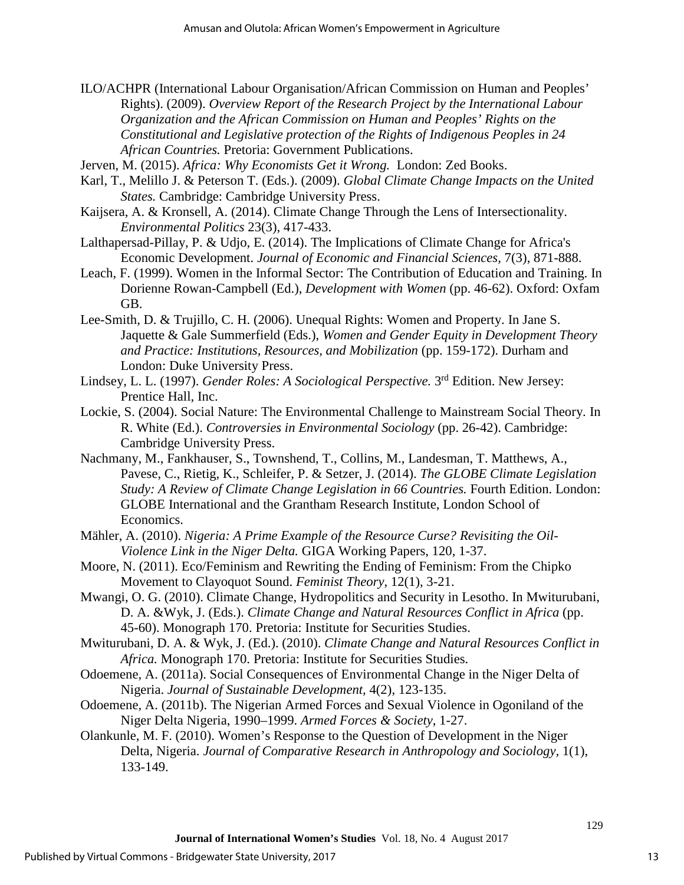ILO/ACHPR (International Labour Organisation/African Commission on Human and Peoples' Rights). (2009). *Overview Report of the Research Project by the International Labour Organization and the African Commission on Human and Peoples' Rights on the Constitutional and Legislative protection of the Rights of Indigenous Peoples in 24 African Countries.* Pretoria: Government Publications.

Jerven, M. (2015). *Africa: Why Economists Get it Wrong.* London: Zed Books.

Karl, T., Melillo J. & Peterson T. (Eds.). (2009). *Global Climate Change Impacts on the United States.* Cambridge: Cambridge University Press.

Kaijsera, A. & Kronsell, A. (2014). Climate Change Through the Lens of Intersectionality. *Environmental Politics* 23(3), 417-433.

Lalthapersad-Pillay, P. & Udjo, E. (2014). The Implications of Climate Change for Africa's Economic Development. *Journal of Economic and Financial Sciences,* 7(3), 871-888.

Leach, F. (1999). Women in the Informal Sector: The Contribution of Education and Training. In Dorienne Rowan-Campbell (Ed.), *Development with Women* (pp. 46-62). Oxford: Oxfam GB.

Lee-Smith, D. & Trujillo, C. H. (2006). Unequal Rights: Women and Property. In Jane S. Jaquette & Gale Summerfield (Eds.), *Women and Gender Equity in Development Theory and Practice: Institutions, Resources, and Mobilization* (pp. 159-172). Durham and London: Duke University Press.

Lindsey, L. L. (1997). *Gender Roles: A Sociological Perspective.* 3rd Edition. New Jersey: Prentice Hall, Inc.

Lockie, S. (2004). Social Nature: The Environmental Challenge to Mainstream Social Theory. In R. White (Ed.). *Controversies in Environmental Sociology* (pp. 26-42). Cambridge: Cambridge University Press.

Nachmany, M., Fankhauser, S., Townshend, T., Collins, M., Landesman, T. Matthews, A., Pavese, C., Rietig, K., Schleifer, P. & Setzer, J. (2014). *The GLOBE Climate Legislation Study: A Review of Climate Change Legislation in 66 Countries.* Fourth Edition. London: GLOBE International and the Grantham Research Institute, London School of Economics.

Mähler, A. (2010). *Nigeria: A Prime Example of the Resource Curse? Revisiting the Oil-Violence Link in the Niger Delta.* GIGA Working Papers, 120, 1-37.

Moore, N. (2011). Eco/Feminism and Rewriting the Ending of Feminism: From the Chipko Movement to Clayoquot Sound. *Feminist Theory*, 12(1), 3-21.

Mwangi, O. G. (2010). Climate Change, Hydropolitics and Security in Lesotho. In Mwiturubani, D. A. &Wyk, J. (Eds.). *Climate Change and Natural Resources Conflict in Africa* (pp. 45-60). Monograph 170. Pretoria: Institute for Securities Studies.

Mwiturubani, D. A. & Wyk, J. (Ed.). (2010). *Climate Change and Natural Resources Conflict in Africa.* Monograph 170. Pretoria: Institute for Securities Studies.

Odoemene, A. (2011a). Social Consequences of Environmental Change in the Niger Delta of Nigeria. *Journal of Sustainable Development*, 4(2), 123-135.

Odoemene, A. (2011b). The Nigerian Armed Forces and Sexual Violence in Ogoniland of the Niger Delta Nigeria, 1990–1999. *Armed Forces & Society*, 1-27.

Olankunle, M. F. (2010). Women's Response to the Question of Development in the Niger Delta, Nigeria. *Journal of Comparative Research in Anthropology and Sociology*, 1(1), 133-149.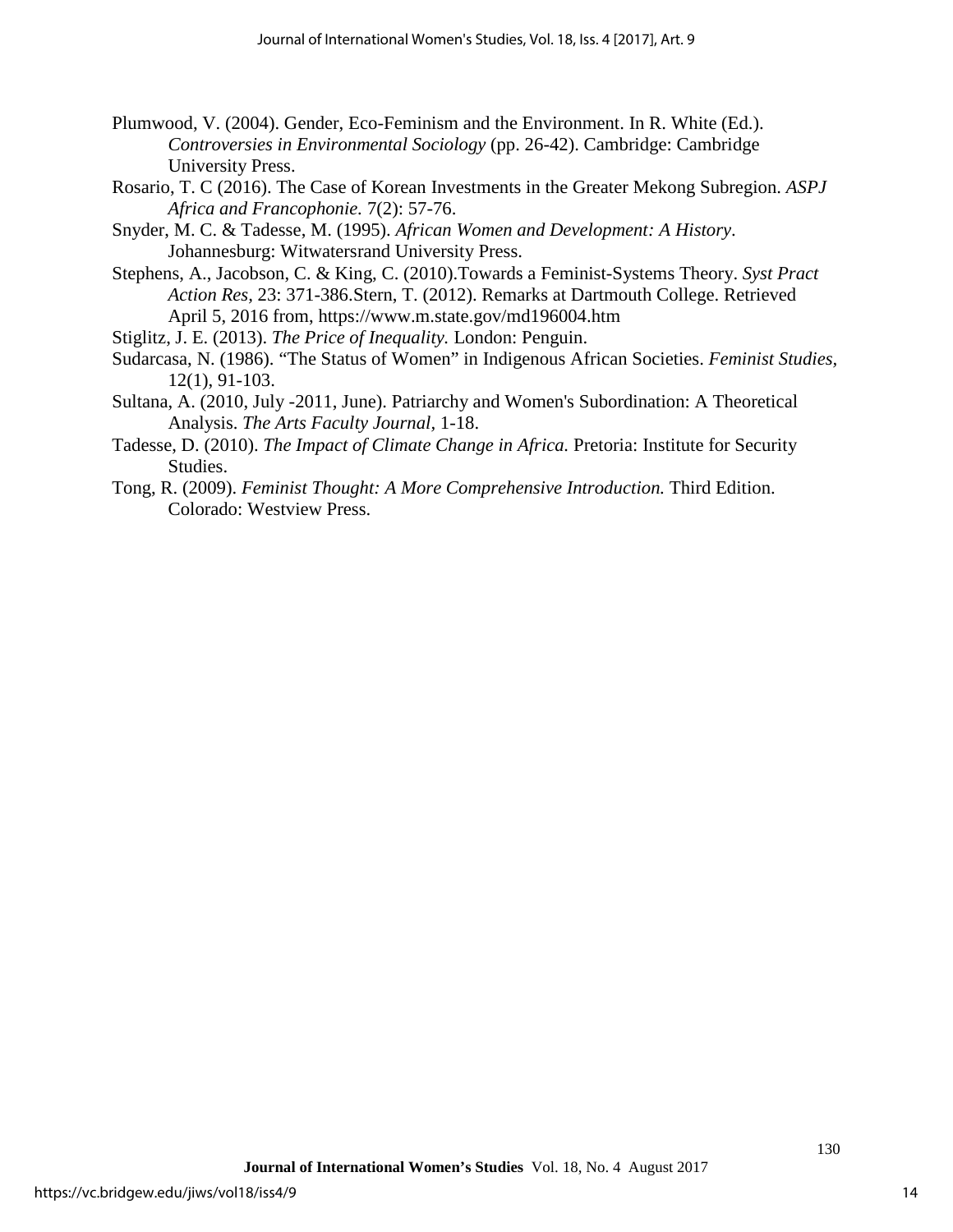Plumwood, V. (2004). Gender, Eco-Feminism and the Environment. In R. White (Ed.). *Controversies in Environmental Sociology* (pp. 26-42). Cambridge: Cambridge University Press.

Rosario, T. C (2016). The Case of Korean Investments in the Greater Mekong Subregion. *ASPJ Africa and Francophonie.* 7(2): 57-76.

Snyder, M. C. & Tadesse, M. (1995). *African Women and Development: A History*. Johannesburg: Witwatersrand University Press.

Stephens, A., Jacobson, C. & King, C. (2010).Towards a Feminist-Systems Theory. *Syst Pract Action Res*, 23: 371-386.Stern, T. (2012). Remarks at Dartmouth College. Retrieved April 5, 2016 from, https://www.m.state.gov/md196004.htm

Stiglitz, J. E. (2013). *The Price of Inequality.* London: Penguin.

Sudarcasa, N. (1986). "The Status of Women" in Indigenous African Societies. *Feminist Studies,* 12(1), 91-103.

Sultana, A. (2010, July -2011, June). Patriarchy and Women's Subordination: A Theoretical Analysis. *The Arts Faculty Journal,* 1-18.

Tadesse, D. (2010). *The Impact of Climate Change in Africa.* Pretoria: Institute for Security Studies.

Tong, R. (2009). *Feminist Thought: A More Comprehensive Introduction.* Third Edition. Colorado: Westview Press.